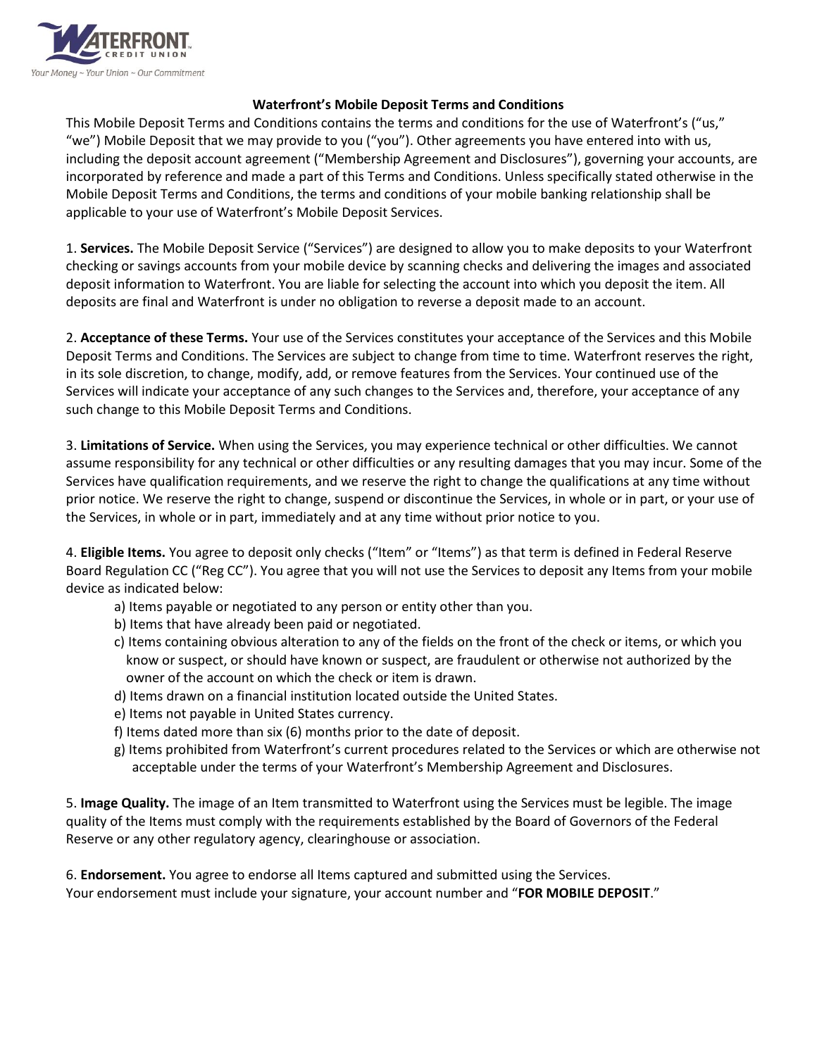Your Money ~ Your Union ~ Our Commitment

# Waterfront's Mobile Deposit Terms and Conditions

This Mobile Deposit Terms and Conditions contains the terms and conditions for the use of Waterfront's ("us," "we") Mobile Deposit that we may provide to you ("you"). Other agreements you have entered into with us, including the deposit account agreement ("Membership Agreement and Disclosures"), governing your accounts, are incorporated by reference and made a part of this Terms and Conditions. Unless specifically stated otherwise in the Mobile Deposit Terms and Conditions, the terms and conditions of your mobile banking relationship shall be applicable to your use of Waterfront's Mobile Deposit Services.

1. **Services.** The Mobile Deposit Service ("Services") are designed to allow you to make deposits to your Waterfront checking or savings accounts from your mobile device by scanning checks and delivering the images and associated deposit information to Waterfront. You are liable for selecting the account into which you deposit the item. All deposits are final and Waterfront is under no obligation to reverse a deposit made to an account.

2. **Acceptance of these Terms.** Your use of the Services constitutes your acceptance of the Services and this Mobile Deposit Terms and Conditions. The Services are subject to change from time to time. Waterfront reserves the right, in its sole discretion, to change, modify, add, or remove features from the Services. Your continued use of the Services will indicate your acceptance of any such changes to the Services and, therefore, your acceptance of any such change to this Mobile Deposit Terms and Conditions.

3. **Limitations of Service.** When using the Services, you may experience technical or other difficulties. We cannot assume responsibility for any technical or other difficulties or any resulting damages that you may incur. Some of the Services have qualification requirements, and we reserve the right to change the qualifications at any time without prior notice. We reserve the right to change, suspend or discontinue the Services, in whole or in part, or your use of the Services, in whole or in part, immediately and at any time without prior notice to you.

4. **Eligible Items.** You agree to deposit only checks ("Item" or "Items") as that term is defined in Federal Reserve Board Regulation CC ("Reg CC"). You agree that you will not use the Services to deposit any Items from your mobile device as indicated below:
   - a) Items payable or negotiated to any person or entity other than you.
   - b) Items that have already been paid or negotiated.
   - c) Items containing obvious alteration to any of the fields on the front of the check or items, or which you know or suspect, or should have known or suspect, are fraudulent or otherwise not authorized by the owner of the account on which the check or item is drawn.
   - d) Items drawn on a financial institution located outside the United States.
   - e) Items not payable in United States currency.
   - f) Items dated more than six (6) months prior to the date of deposit.
   - g) Items prohibited from Waterfront's current procedures related to the Services or which are otherwise not acceptable under the terms of your Waterfront's Membership Agreement and Disclosures.

5. **Image Quality.** The image of an Item transmitted to Waterfront using the Services must be legible. The image quality of the Items must comply with the requirements established by the Board of Governors of the Federal Reserve or any other regulatory agency, clearinghouse or association.

6. **Endorsement.** You agree to endorse all Items captured and submitted using the Services.
Your endorsement must include your signature, your account number and "**FOR MOBILE DEPOSIT**."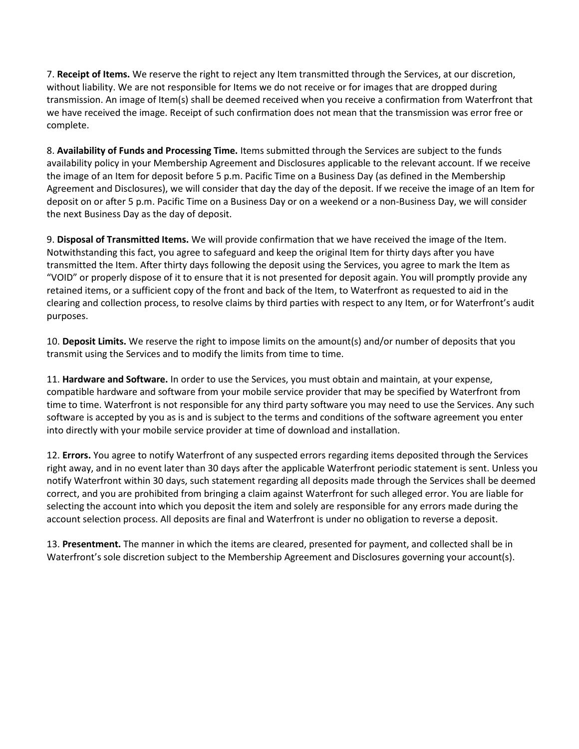7. **Receipt of Items.** We reserve the right to reject any Item transmitted through the Services, at our discretion, without liability. We are not responsible for Items we do not receive or for images that are dropped during transmission. An image of Item(s) shall be deemed received when you receive a confirmation from Waterfront that we have received the image. Receipt of such confirmation does not mean that the transmission was error free or complete.

8. **Availability of Funds and Processing Time.** Items submitted through the Services are subject to the funds availability policy in your Membership Agreement and Disclosures applicable to the relevant account. If we receive the image of an Item for deposit before 5 p.m. Pacific Time on a Business Day (as defined in the Membership Agreement and Disclosures), we will consider that day the day of the deposit. If we receive the image of an Item for deposit on or after 5 p.m. Pacific Time on a Business Day or on a weekend or a non-Business Day, we will consider the next Business Day as the day of deposit.

9. **Disposal of Transmitted Items.** We will provide confirmation that we have received the image of the Item. Notwithstanding this fact, you agree to safeguard and keep the original Item for thirty days after you have transmitted the Item. After thirty days following the deposit using the Services, you agree to mark the Item as "VOID" or properly dispose of it to ensure that it is not presented for deposit again. You will promptly provide any retained items, or a sufficient copy of the front and back of the Item, to Waterfront as requested to aid in the clearing and collection process, to resolve claims by third parties with respect to any Item, or for Waterfront's audit purposes.

10. **Deposit Limits.** We reserve the right to impose limits on the amount(s) and/or number of deposits that you transmit using the Services and to modify the limits from time to time.

11. **Hardware and Software.** In order to use the Services, you must obtain and maintain, at your expense, compatible hardware and software from your mobile service provider that may be specified by Waterfront from time to time. Waterfront is not responsible for any third party software you may need to use the Services. Any such software is accepted by you as is and is subject to the terms and conditions of the software agreement you enter into directly with your mobile service provider at time of download and installation.

12. **Errors.** You agree to notify Waterfront of any suspected errors regarding items deposited through the Services right away, and in no event later than 30 days after the applicable Waterfront periodic statement is sent. Unless you notify Waterfront within 30 days, such statement regarding all deposits made through the Services shall be deemed correct, and you are prohibited from bringing a claim against Waterfront for such alleged error. You are liable for selecting the account into which you deposit the item and solely are responsible for any errors made during the account selection process. All deposits are final and Waterfront is under no obligation to reverse a deposit.

13. **Presentment.** The manner in which the items are cleared, presented for payment, and collected shall be in Waterfront's sole discretion subject to the Membership Agreement and Disclosures governing your account(s).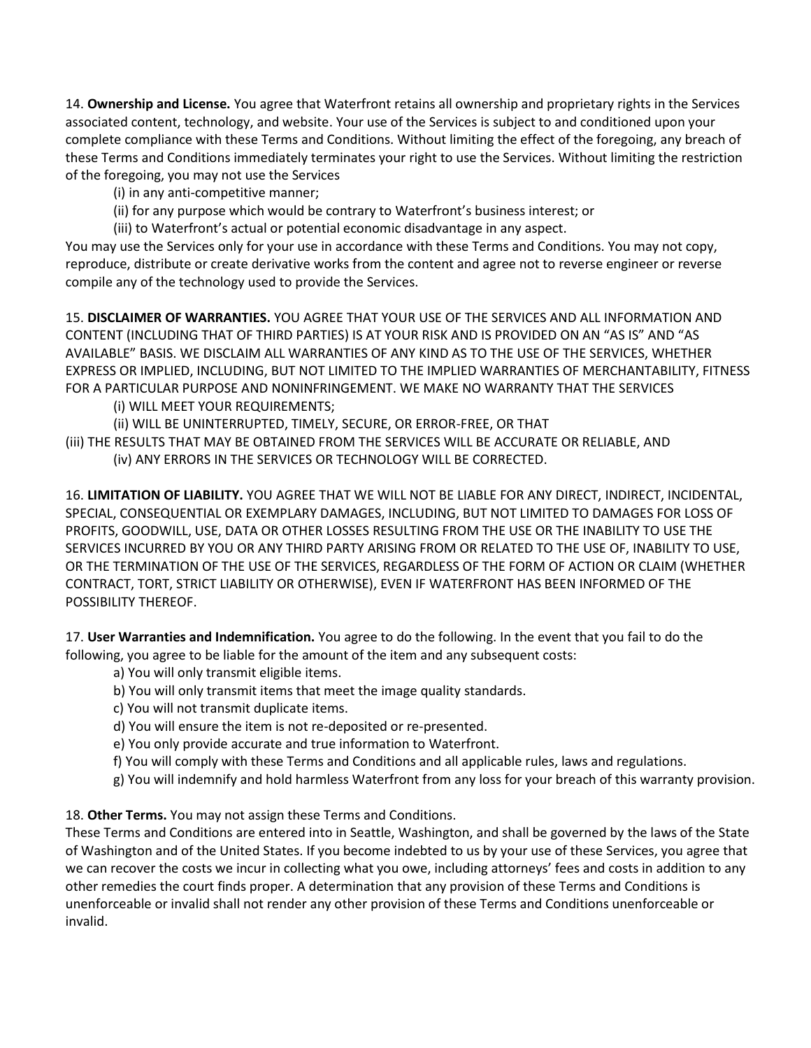14. **Ownership and License.** You agree that Waterfront retains all ownership and proprietary rights in the Services associated content, technology, and website. Your use of the Services is subject to and conditioned upon your complete compliance with these Terms and Conditions. Without limiting the effect of the foregoing, any breach of these Terms and Conditions immediately terminates your right to use the Services. Without limiting the restriction of the foregoing, you may not use the Services

(i) in any anti-competitive manner;

(ii) for any purpose which would be contrary to Waterfront's business interest; or

(iii) to Waterfront's actual or potential economic disadvantage in any aspect.

You may use the Services only for your use in accordance with these Terms and Conditions. You may not copy, reproduce, distribute or create derivative works from the content and agree not to reverse engineer or reverse compile any of the technology used to provide the Services.

15. **DISCLAIMER OF WARRANTIES.** YOU AGREE THAT YOUR USE OF THE SERVICES AND ALL INFORMATION AND CONTENT (INCLUDING THAT OF THIRD PARTIES) IS AT YOUR RISK AND IS PROVIDED ON AN "AS IS" AND "AS AVAILABLE" BASIS. WE DISCLAIM ALL WARRANTIES OF ANY KIND AS TO THE USE OF THE SERVICES, WHETHER EXPRESS OR IMPLIED, INCLUDING, BUT NOT LIMITED TO THE IMPLIED WARRANTIES OF MERCHANTABILITY, FITNESS FOR A PARTICULAR PURPOSE AND NONINFRINGEMENT. WE MAKE NO WARRANTY THAT THE SERVICES

(i) WILL MEET YOUR REQUIREMENTS;

(ii) WILL BE UNINTERRUPTED, TIMELY, SECURE, OR ERROR-FREE, OR THAT

(iii) THE RESULTS THAT MAY BE OBTAINED FROM THE SERVICES WILL BE ACCURATE OR RELIABLE, AND

(iv) ANY ERRORS IN THE SERVICES OR TECHNOLOGY WILL BE CORRECTED.

16. **LIMITATION OF LIABILITY.** YOU AGREE THAT WE WILL NOT BE LIABLE FOR ANY DIRECT, INDIRECT, INCIDENTAL, SPECIAL, CONSEQUENTIAL OR EXEMPLARY DAMAGES, INCLUDING, BUT NOT LIMITED TO DAMAGES FOR LOSS OF PROFITS, GOODWILL, USE, DATA OR OTHER LOSSES RESULTING FROM THE USE OR THE INABILITY TO USE THE SERVICES INCURRED BY YOU OR ANY THIRD PARTY ARISING FROM OR RELATED TO THE USE OF, INABILITY TO USE, OR THE TERMINATION OF THE USE OF THE SERVICES, REGARDLESS OF THE FORM OF ACTION OR CLAIM (WHETHER CONTRACT, TORT, STRICT LIABILITY OR OTHERWISE), EVEN IF WATERFRONT HAS BEEN INFORMED OF THE POSSIBILITY THEREOF.

17. **User Warranties and Indemnification.** You agree to do the following. In the event that you fail to do the following, you agree to be liable for the amount of the item and any subsequent costs:

a) You will only transmit eligible items.

b) You will only transmit items that meet the image quality standards.

c) You will not transmit duplicate items.

d) You will ensure the item is not re-deposited or re-presented.

e) You only provide accurate and true information to Waterfront.

f) You will comply with these Terms and Conditions and all applicable rules, laws and regulations.

g) You will indemnify and hold harmless Waterfront from any loss for your breach of this warranty provision.

18. **Other Terms.** You may not assign these Terms and Conditions.

These Terms and Conditions are entered into in Seattle, Washington, and shall be governed by the laws of the State of Washington and of the United States. If you become indebted to us by your use of these Services, you agree that we can recover the costs we incur in collecting what you owe, including attorneys' fees and costs in addition to any other remedies the court finds proper. A determination that any provision of these Terms and Conditions is unenforceable or invalid shall not render any other provision of these Terms and Conditions unenforceable or invalid.